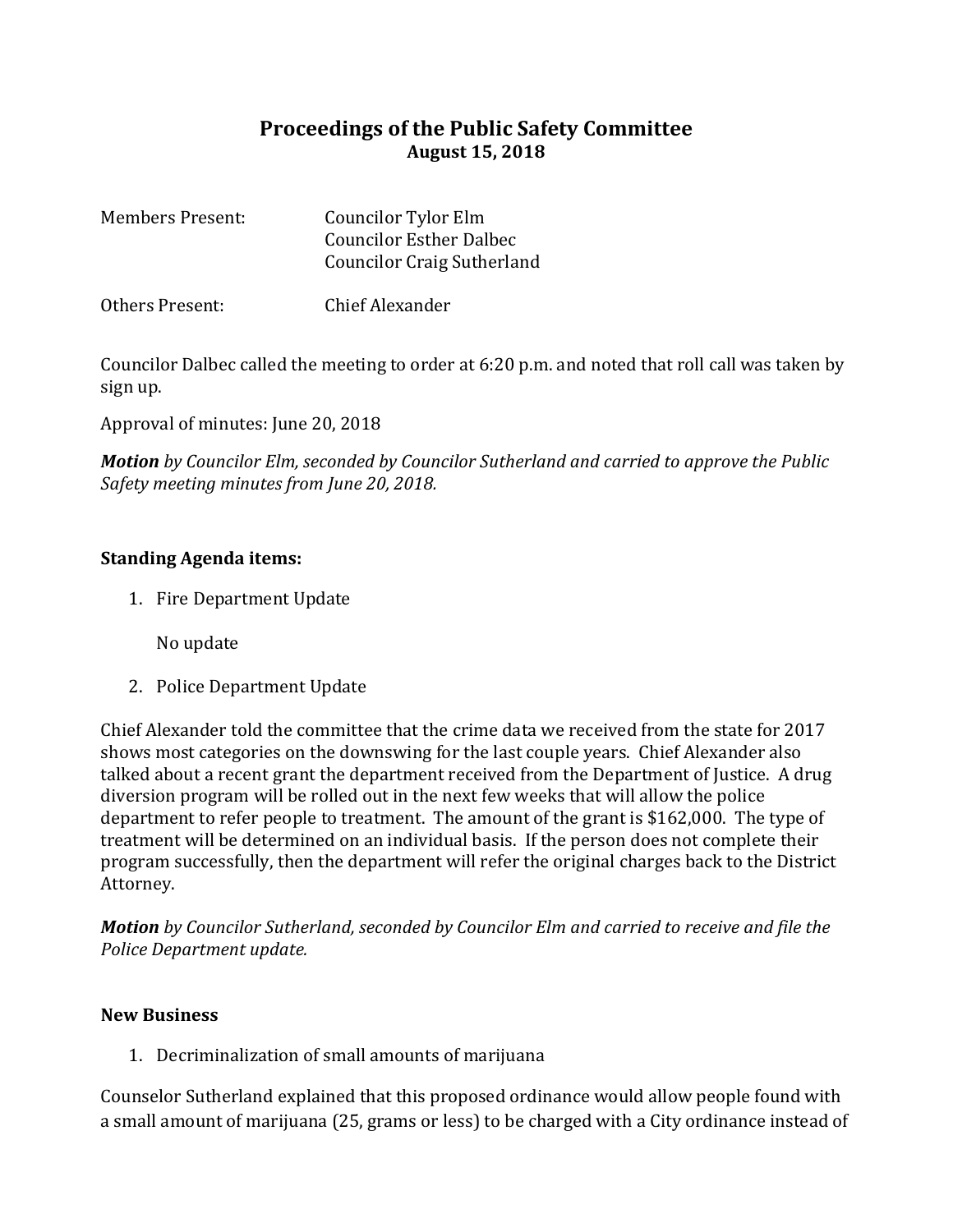# Proceedings of the Public Safety Committee

**August 15, 2018**

Members Present: Councilor Tylor Elm
Councilor Esther Dalbec
Councilor Craig Sutherland

Others Present: Chief Alexander

Councilor Dalbec called the meeting to order at 6:20 p.m. and noted that roll call was taken by sign up.

Approval of minutes: June 20, 2018

***Motion** by Councilor Elm, seconded by Councilor Sutherland and carried to approve the Public Safety meeting minutes from June 20, 2018.*

**Standing Agenda items:**

1. Fire Department Update

   No update

2. Police Department Update

Chief Alexander told the committee that the crime data we received from the state for 2017 shows most categories on the downswing for the last couple years. Chief Alexander also talked about a recent grant the department received from the Department of Justice. A drug diversion program will be rolled out in the next few weeks that will allow the police department to refer people to treatment. The amount of the grant is $162,000. The type of treatment will be determined on an individual basis. If the person does not complete their program successfully, then the department will refer the original charges back to the District Attorney.

***Motion** by Councilor Sutherland, seconded by Councilor Elm and carried to receive and file the Police Department update.*

**New Business**

1. Decriminalization of small amounts of marijuana

Counselor Sutherland explained that this proposed ordinance would allow people found with a small amount of marijuana (25, grams or less) to be charged with a City ordinance instead of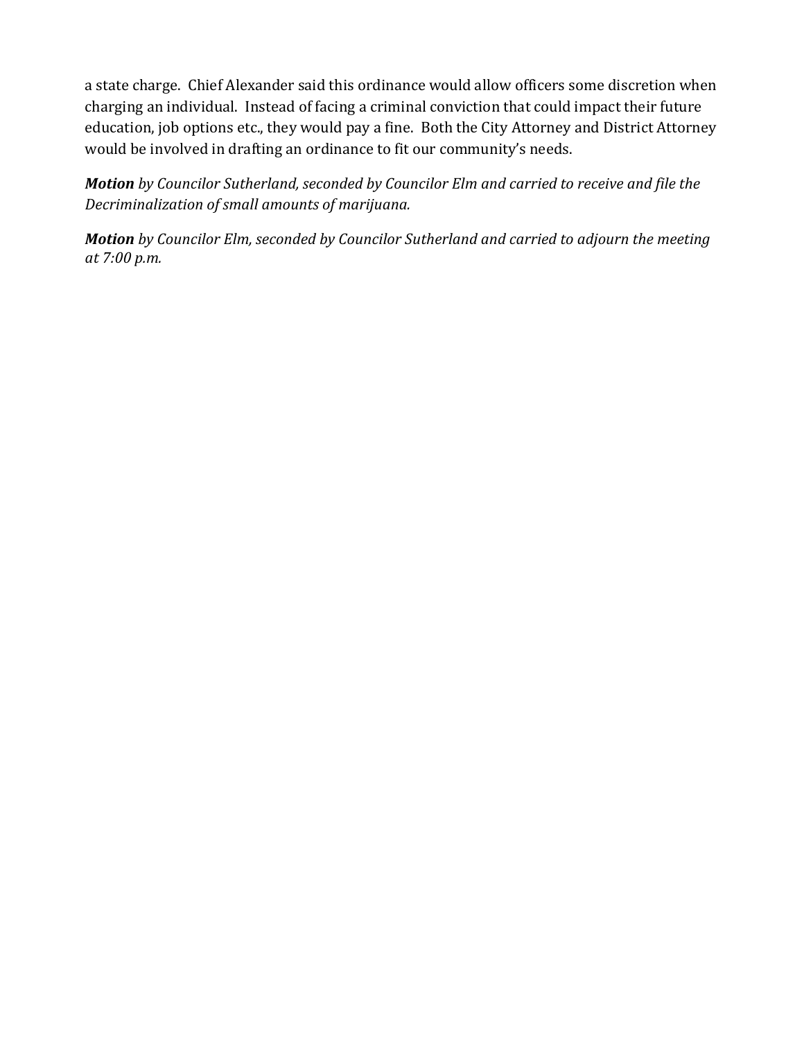a state charge. Chief Alexander said this ordinance would allow officers some discretion when charging an individual. Instead of facing a criminal conviction that could impact their future education, job options etc., they would pay a fine. Both the City Attorney and District Attorney would be involved in drafting an ordinance to fit our community's needs.

***Motion** by Councilor Sutherland, seconded by Councilor Elm and carried to receive and file the Decriminalization of small amounts of marijuana.*

***Motion** by Councilor Elm, seconded by Councilor Sutherland and carried to adjourn the meeting at 7:00 p.m.*